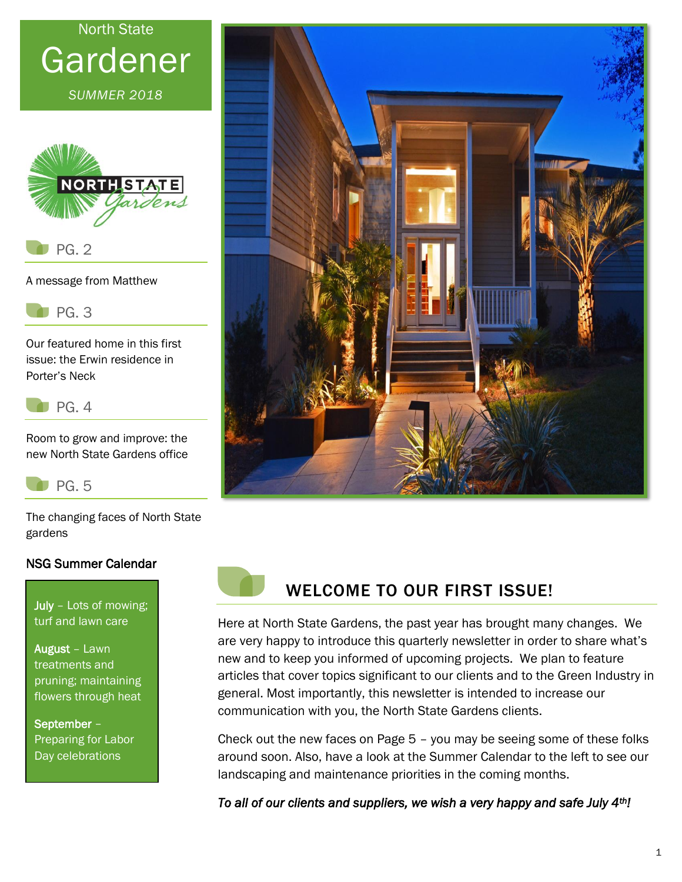North State

# Gardener

*SUMMER 2018*

NORTH STATE Gardens

PG. 2

A message from Matthew

PG. 3

Our featured home in this first issue: the Erwin residence in Porter's Neck

PG. 4

Room to grow and improve: the new North State Gardens office

PG. 5

The changing faces of North State gardens

### NSG Summer Calendar

**July** – Lots of mowing; turf and lawn care

**August** – Lawn treatments and pruning; maintaining flowers through heat

**September** – Preparing for Labor Day celebrations

## WELCOME TO OUR FIRST ISSUE!

Here at North State Gardens, the past year has brought many changes. We are very happy to introduce this quarterly newsletter in order to share what's new and to keep you informed of upcoming projects. We plan to feature articles that cover topics significant to our clients and to the Green Industry in general. Most importantly, this newsletter is intended to increase our communication with you, the North State Gardens clients.

Check out the new faces on Page 5 – you may be seeing some of these folks around soon. Also, have a look at the Summer Calendar to the left to see our landscaping and maintenance priorities in the coming months.

*To all of our clients and suppliers, we wish a very happy and safe July 4th!*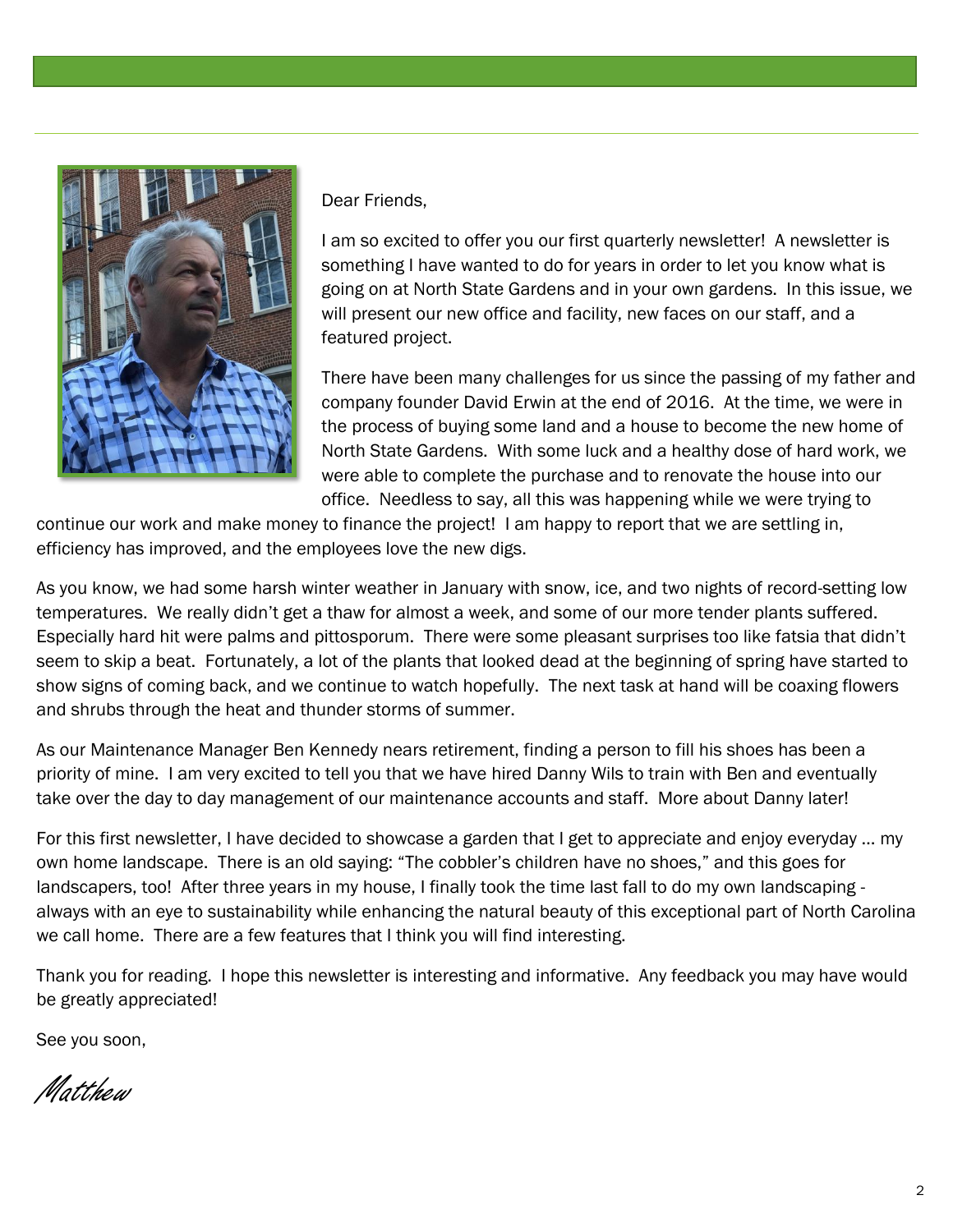Dear Friends,

I am so excited to offer you our first quarterly newsletter! A newsletter is something I have wanted to do for years in order to let you know what is going on at North State Gardens and in your own gardens. In this issue, we will present our new office and facility, new faces on our staff, and a featured project.

There have been many challenges for us since the passing of my father and company founder David Erwin at the end of 2016. At the time, we were in the process of buying some land and a house to become the new home of North State Gardens. With some luck and a healthy dose of hard work, we were able to complete the purchase and to renovate the house into our office. Needless to say, all this was happening while we were trying to continue our work and make money to finance the project! I am happy to report that we are settling in, efficiency has improved, and the employees love the new digs.

As you know, we had some harsh winter weather in January with snow, ice, and two nights of record-setting low temperatures. We really didn't get a thaw for almost a week, and some of our more tender plants suffered. Especially hard hit were palms and pittosporum. There were some pleasant surprises too like fatsia that didn't seem to skip a beat. Fortunately, a lot of the plants that looked dead at the beginning of spring have started to show signs of coming back, and we continue to watch hopefully. The next task at hand will be coaxing flowers and shrubs through the heat and thunder storms of summer.

As our Maintenance Manager Ben Kennedy nears retirement, finding a person to fill his shoes has been a priority of mine. I am very excited to tell you that we have hired Danny Wils to train with Ben and eventually take over the day to day management of our maintenance accounts and staff. More about Danny later!

For this first newsletter, I have decided to showcase a garden that I get to appreciate and enjoy everyday … my own home landscape. There is an old saying: "The cobbler's children have no shoes," and this goes for landscapers, too! After three years in my house, I finally took the time last fall to do my own landscaping - always with an eye to sustainability while enhancing the natural beauty of this exceptional part of North Carolina we call home. There are a few features that I think you will find interesting.

Thank you for reading. I hope this newsletter is interesting and informative. Any feedback you may have would be greatly appreciated!

See you soon,

*Matthew*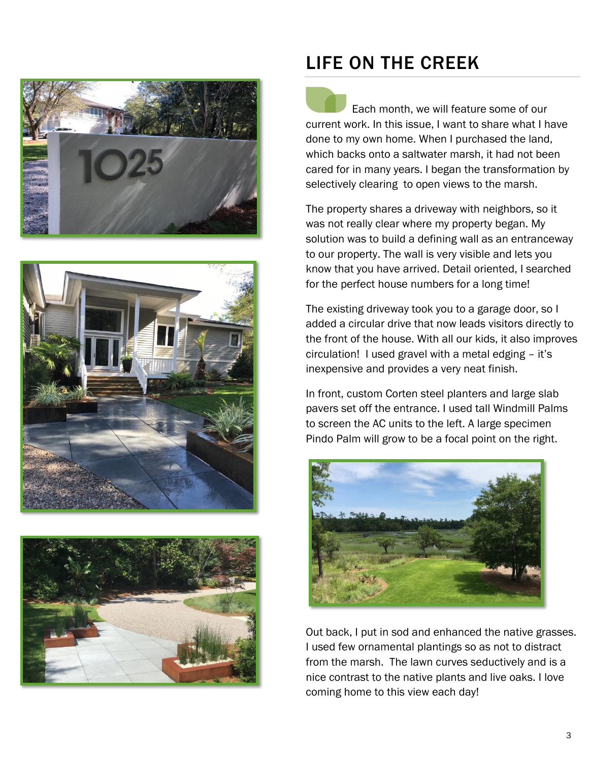## LIFE ON THE CREEK

Each month, we will feature some of our current work. In this issue, I want to share what I have done to my own home. When I purchased the land, which backs onto a saltwater marsh, it had not been cared for in many years. I began the transformation by selectively clearing to open views to the marsh.

The property shares a driveway with neighbors, so it was not really clear where my property began. My solution was to build a defining wall as an entranceway to our property. The wall is very visible and lets you know that you have arrived. Detail oriented, I searched for the perfect house numbers for a long time!

The existing driveway took you to a garage door, so I added a circular drive that now leads visitors directly to the front of the house. With all our kids, it also improves circulation! I used gravel with a metal edging – it's inexpensive and provides a very neat finish.

In front, custom Corten steel planters and large slab pavers set off the entrance. I used tall Windmill Palms to screen the AC units to the left. A large specimen Pindo Palm will grow to be a focal point on the right.

Out back, I put in sod and enhanced the native grasses. I used few ornamental plantings so as not to distract from the marsh. The lawn curves seductively and is a nice contrast to the native plants and live oaks. I love coming home to this view each day!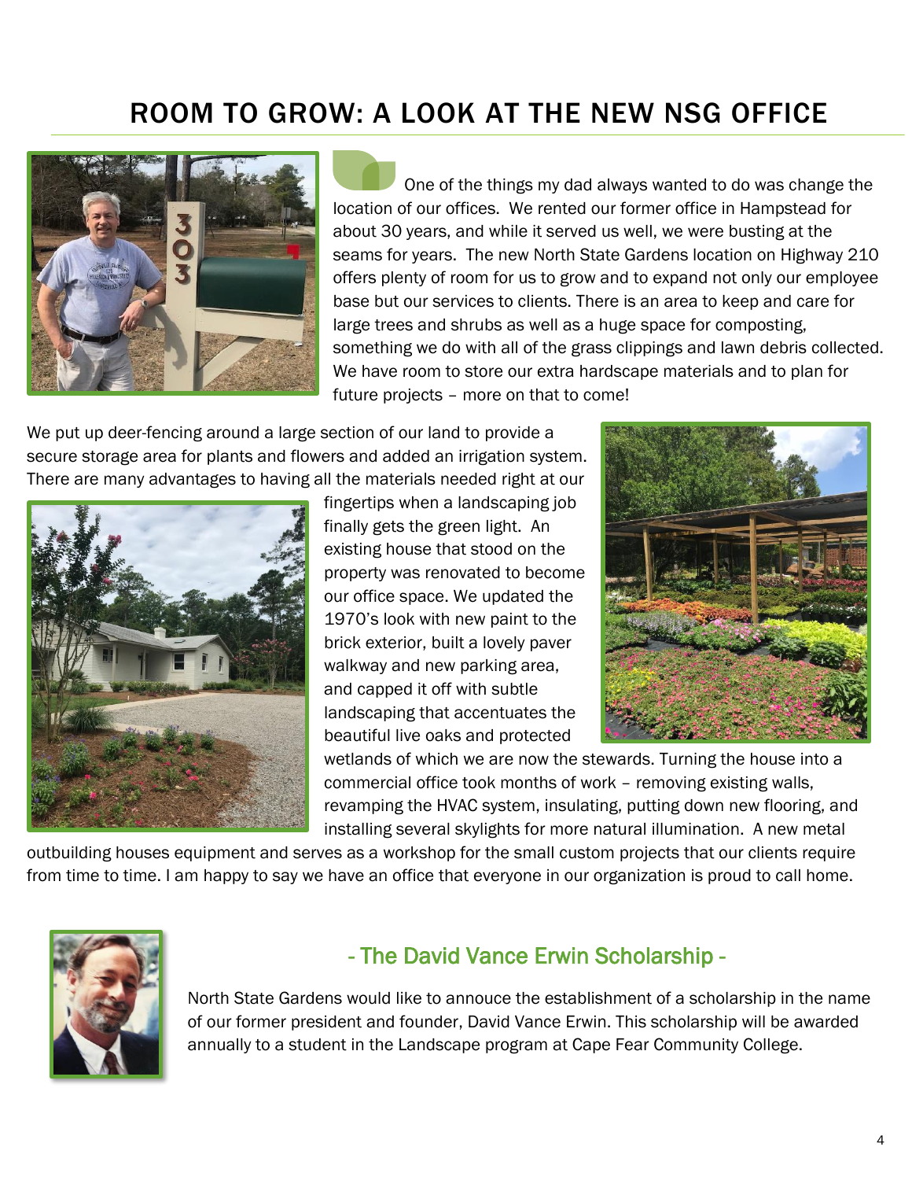# ROOM TO GROW: A LOOK AT THE NEW NSG OFFICE

One of the things my dad always wanted to do was change the location of our offices. We rented our former office in Hampstead for about 30 years, and while it served us well, we were busting at the seams for years. The new North State Gardens location on Highway 210 offers plenty of room for us to grow and to expand not only our employee base but our services to clients. There is an area to keep and care for large trees and shrubs as well as a huge space for composting, something we do with all of the grass clippings and lawn debris collected. We have room to store our extra hardscape materials and to plan for future projects – more on that to come!

We put up deer-fencing around a large section of our land to provide a secure storage area for plants and flowers and added an irrigation system. There are many advantages to having all the materials needed right at our fingertips when a landscaping job finally gets the green light. An existing house that stood on the property was renovated to become our office space. We updated the 1970's look with new paint to the brick exterior, built a lovely paver walkway and new parking area, and capped it off with subtle landscaping that accentuates the beautiful live oaks and protected wetlands of which we are now the stewards. Turning the house into a commercial office took months of work – removing existing walls, revamping the HVAC system, insulating, putting down new flooring, and installing several skylights for more natural illumination. A new metal outbuilding houses equipment and serves as a workshop for the small custom projects that our clients require from time to time. I am happy to say we have an office that everyone in our organization is proud to call home.

## - The David Vance Erwin Scholarship -

North State Gardens would like to annouce the establishment of a scholarship in the name of our former president and founder, David Vance Erwin. This scholarship will be awarded annually to a student in the Landscape program at Cape Fear Community College.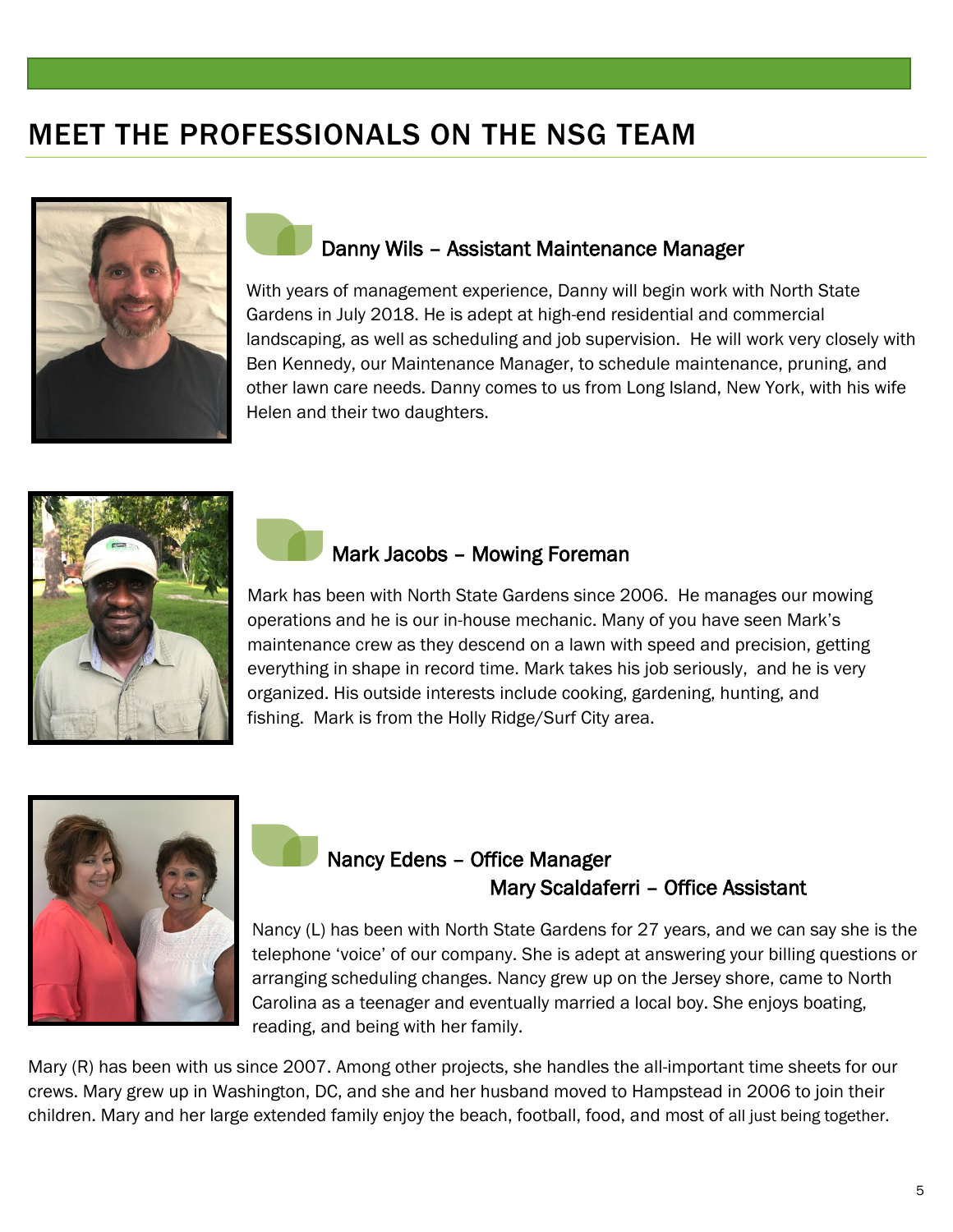# MEET THE PROFESSIONALS ON THE NSG TEAM

### Danny Wils – Assistant Maintenance Manager

With years of management experience, Danny will begin work with North State Gardens in July 2018. He is adept at high-end residential and commercial landscaping, as well as scheduling and job supervision. He will work very closely with Ben Kennedy, our Maintenance Manager, to schedule maintenance, pruning, and other lawn care needs. Danny comes to us from Long Island, New York, with his wife Helen and their two daughters.

### Mark Jacobs – Mowing Foreman

Mark has been with North State Gardens since 2006. He manages our mowing operations and he is our in-house mechanic. Many of you have seen Mark's maintenance crew as they descend on a lawn with speed and precision, getting everything in shape in record time. Mark takes his job seriously, and he is very organized. His outside interests include cooking, gardening, hunting, and fishing. Mark is from the Holly Ridge/Surf City area.

### Nancy Edens – Office Manager
### Mary Scaldaferri – Office Assistant

Nancy (L) has been with North State Gardens for 27 years, and we can say she is the telephone 'voice' of our company. She is adept at answering your billing questions or arranging scheduling changes. Nancy grew up on the Jersey shore, came to North Carolina as a teenager and eventually married a local boy. She enjoys boating, reading, and being with her family.

Mary (R) has been with us since 2007. Among other projects, she handles the all-important time sheets for our crews. Mary grew up in Washington, DC, and she and her husband moved to Hampstead in 2006 to join their children. Mary and her large extended family enjoy the beach, football, food, and most of all just being together.